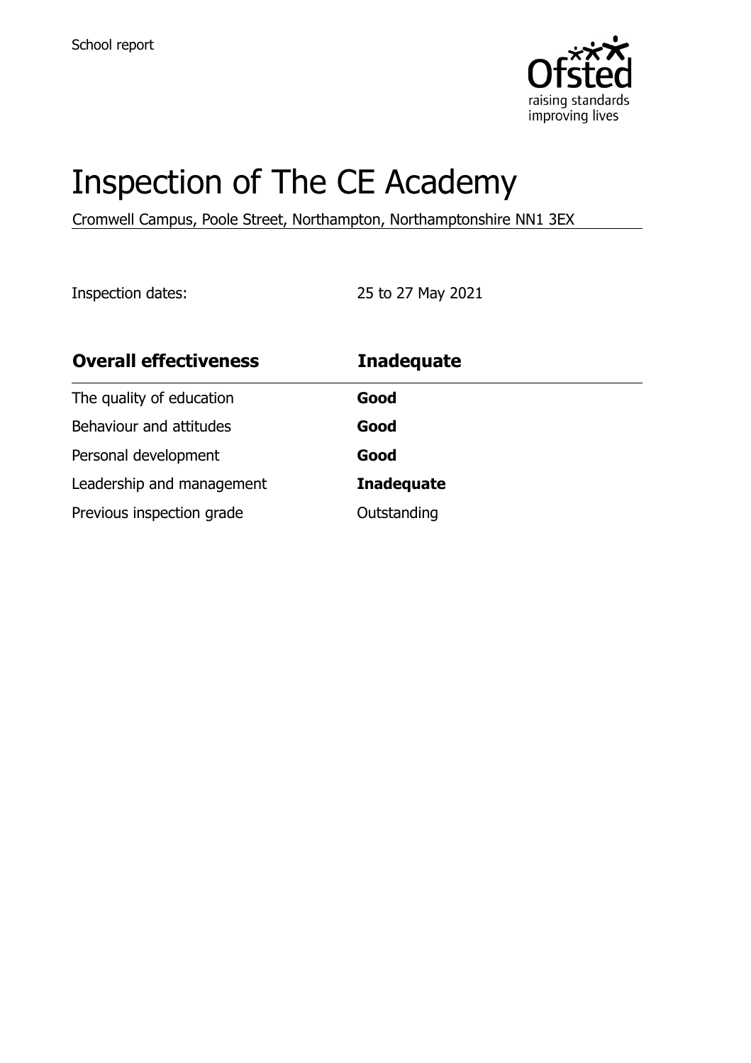School report

# Inspection of The CE Academy

Cromwell Campus, Poole Street, Northampton, Northamptonshire NN1 3EX

Inspection dates: 25 to 27 May 2021

| Overall effectiveness | Inadequate |
|---|---|
| The quality of education | **Good** |
| Behaviour and attitudes | **Good** |
| Personal development | **Good** |
| Leadership and management | **Inadequate** |
| Previous inspection grade | Outstanding |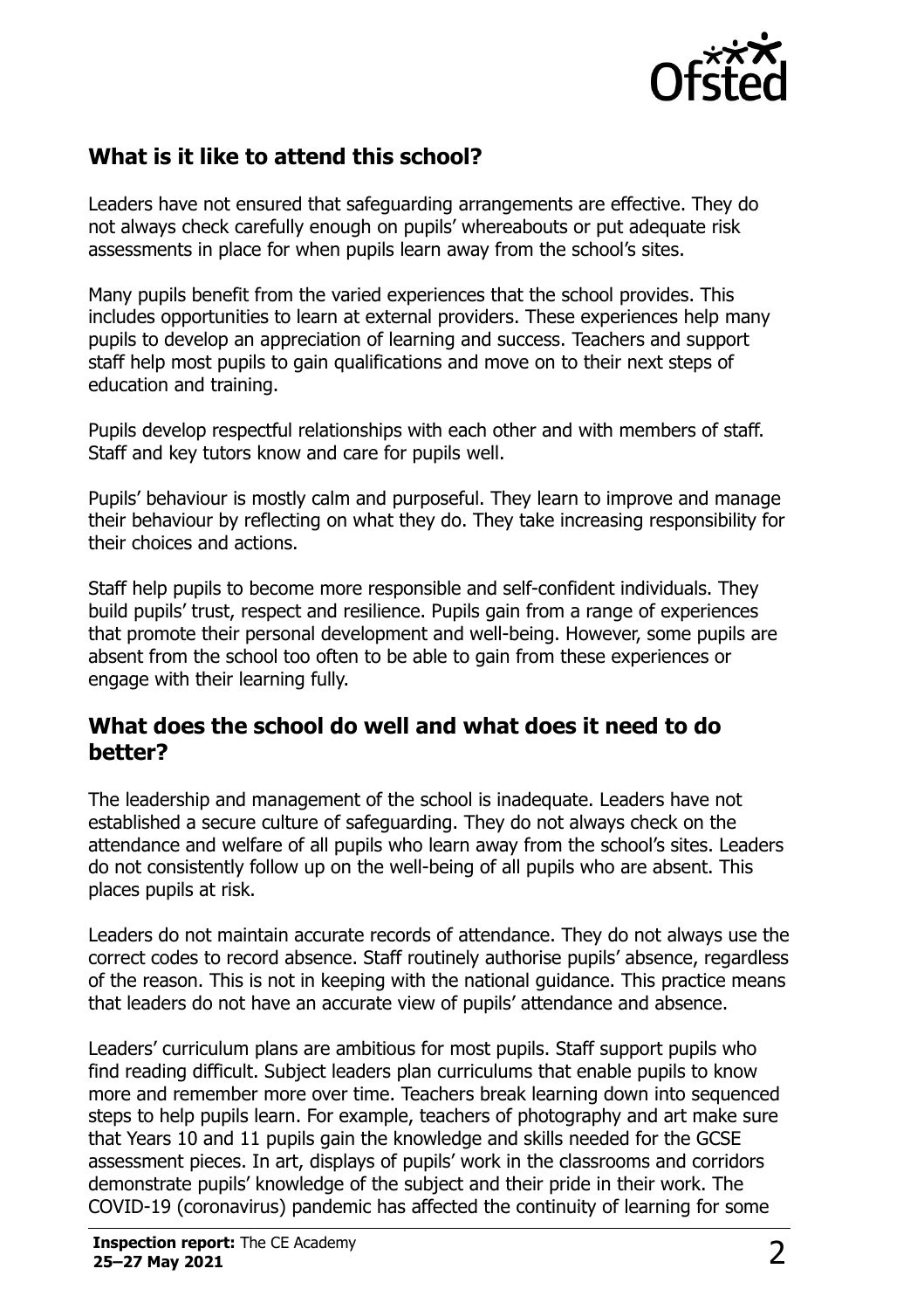## What is it like to attend this school?

Leaders have not ensured that safeguarding arrangements are effective. They do not always check carefully enough on pupils' whereabouts or put adequate risk assessments in place for when pupils learn away from the school's sites.

Many pupils benefit from the varied experiences that the school provides. This includes opportunities to learn at external providers. These experiences help many pupils to develop an appreciation of learning and success. Teachers and support staff help most pupils to gain qualifications and move on to their next steps of education and training.

Pupils develop respectful relationships with each other and with members of staff. Staff and key tutors know and care for pupils well.

Pupils' behaviour is mostly calm and purposeful. They learn to improve and manage their behaviour by reflecting on what they do. They take increasing responsibility for their choices and actions.

Staff help pupils to become more responsible and self-confident individuals. They build pupils' trust, respect and resilience. Pupils gain from a range of experiences that promote their personal development and well-being. However, some pupils are absent from the school too often to be able to gain from these experiences or engage with their learning fully.

## What does the school do well and what does it need to do better?

The leadership and management of the school is inadequate. Leaders have not established a secure culture of safeguarding. They do not always check on the attendance and welfare of all pupils who learn away from the school's sites. Leaders do not consistently follow up on the well-being of all pupils who are absent. This places pupils at risk.

Leaders do not maintain accurate records of attendance. They do not always use the correct codes to record absence. Staff routinely authorise pupils' absence, regardless of the reason. This is not in keeping with the national guidance. This practice means that leaders do not have an accurate view of pupils' attendance and absence.

Leaders' curriculum plans are ambitious for most pupils. Staff support pupils who find reading difficult. Subject leaders plan curriculums that enable pupils to know more and remember more over time. Teachers break learning down into sequenced steps to help pupils learn. For example, teachers of photography and art make sure that Years 10 and 11 pupils gain the knowledge and skills needed for the GCSE assessment pieces. In art, displays of pupils' work in the classrooms and corridors demonstrate pupils' knowledge of the subject and their pride in their work. The COVID-19 (coronavirus) pandemic has affected the continuity of learning for some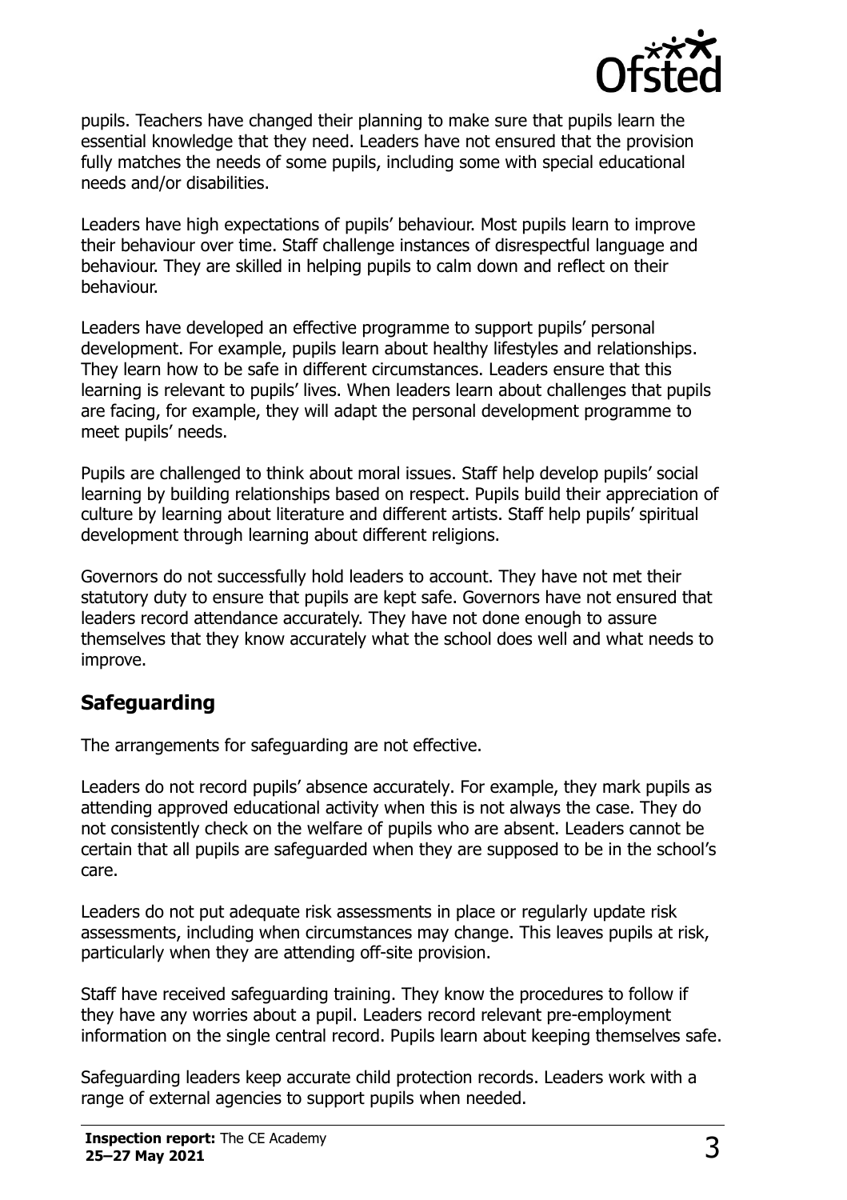pupils. Teachers have changed their planning to make sure that pupils learn the essential knowledge that they need. Leaders have not ensured that the provision fully matches the needs of some pupils, including some with special educational needs and/or disabilities.

Leaders have high expectations of pupils' behaviour. Most pupils learn to improve their behaviour over time. Staff challenge instances of disrespectful language and behaviour. They are skilled in helping pupils to calm down and reflect on their behaviour.

Leaders have developed an effective programme to support pupils' personal development. For example, pupils learn about healthy lifestyles and relationships. They learn how to be safe in different circumstances. Leaders ensure that this learning is relevant to pupils' lives. When leaders learn about challenges that pupils are facing, for example, they will adapt the personal development programme to meet pupils' needs.

Pupils are challenged to think about moral issues. Staff help develop pupils' social learning by building relationships based on respect. Pupils build their appreciation of culture by learning about literature and different artists. Staff help pupils' spiritual development through learning about different religions.

Governors do not successfully hold leaders to account. They have not met their statutory duty to ensure that pupils are kept safe. Governors have not ensured that leaders record attendance accurately. They have not done enough to assure themselves that they know accurately what the school does well and what needs to improve.

## Safeguarding

The arrangements for safeguarding are not effective.

Leaders do not record pupils' absence accurately. For example, they mark pupils as attending approved educational activity when this is not always the case. They do not consistently check on the welfare of pupils who are absent. Leaders cannot be certain that all pupils are safeguarded when they are supposed to be in the school's care.

Leaders do not put adequate risk assessments in place or regularly update risk assessments, including when circumstances may change. This leaves pupils at risk, particularly when they are attending off-site provision.

Staff have received safeguarding training. They know the procedures to follow if they have any worries about a pupil. Leaders record relevant pre-employment information on the single central record. Pupils learn about keeping themselves safe.

Safeguarding leaders keep accurate child protection records. Leaders work with a range of external agencies to support pupils when needed.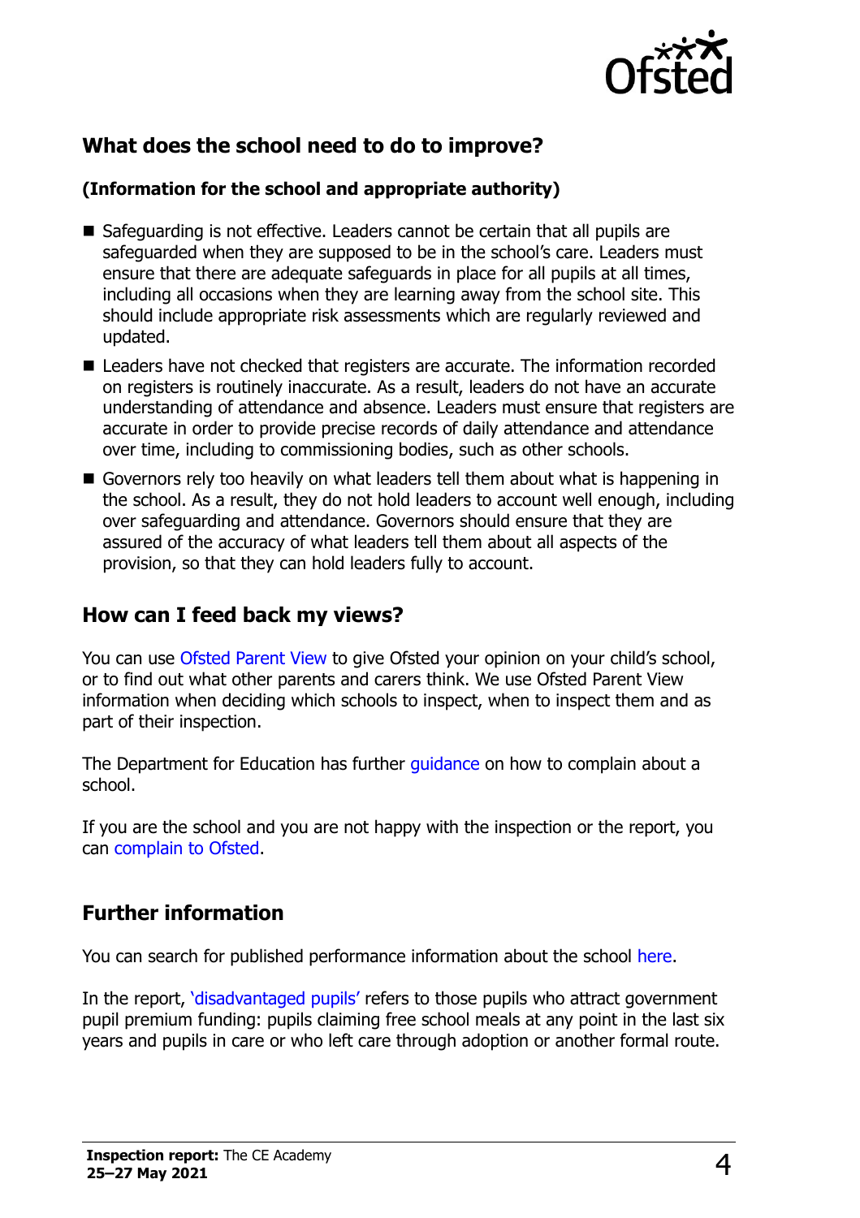## What does the school need to do to improve?

**(Information for the school and appropriate authority)**

- Safeguarding is not effective. Leaders cannot be certain that all pupils are safeguarded when they are supposed to be in the school's care. Leaders must ensure that there are adequate safeguards in place for all pupils at all times, including all occasions when they are learning away from the school site. This should include appropriate risk assessments which are regularly reviewed and updated.
- Leaders have not checked that registers are accurate. The information recorded on registers is routinely inaccurate. As a result, leaders do not have an accurate understanding of attendance and absence. Leaders must ensure that registers are accurate in order to provide precise records of daily attendance and attendance over time, including to commissioning bodies, such as other schools.
- Governors rely too heavily on what leaders tell them about what is happening in the school. As a result, they do not hold leaders to account well enough, including over safeguarding and attendance. Governors should ensure that they are assured of the accuracy of what leaders tell them about all aspects of the provision, so that they can hold leaders fully to account.

## How can I feed back my views?

You can use Ofsted Parent View to give Ofsted your opinion on your child's school, or to find out what other parents and carers think. We use Ofsted Parent View information when deciding which schools to inspect, when to inspect them and as part of their inspection.

The Department for Education has further guidance on how to complain about a school.

If you are the school and you are not happy with the inspection or the report, you can complain to Ofsted.

## Further information

You can search for published performance information about the school here.

In the report, 'disadvantaged pupils' refers to those pupils who attract government pupil premium funding: pupils claiming free school meals at any point in the last six years and pupils in care or who left care through adoption or another formal route.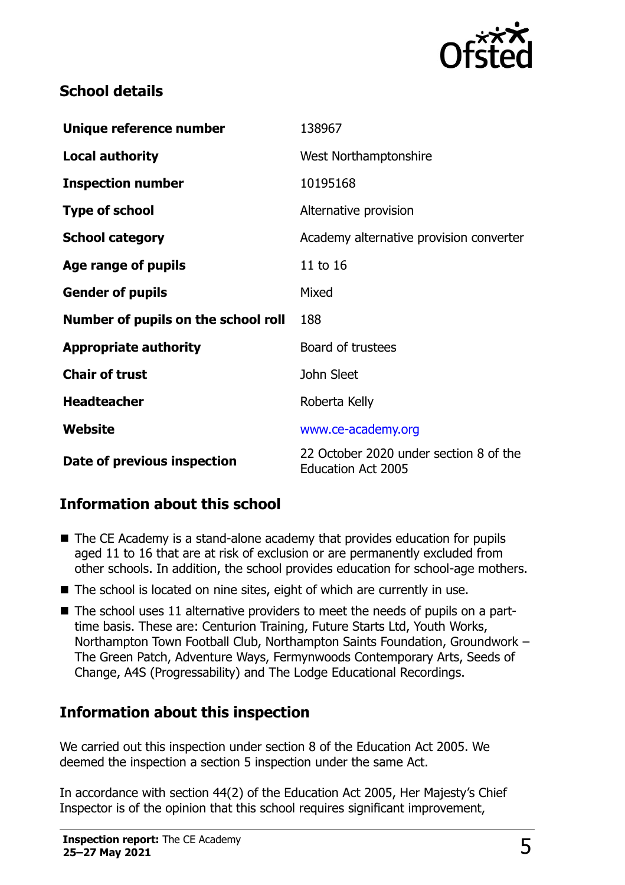## School details

| | |
|---|---|
| **Unique reference number** | 138967 |
| **Local authority** | West Northamptonshire |
| **Inspection number** | 10195168 |
| **Type of school** | Alternative provision |
| **School category** | Academy alternative provision converter |
| **Age range of pupils** | 11 to 16 |
| **Gender of pupils** | Mixed |
| **Number of pupils on the school roll** | 188 |
| **Appropriate authority** | Board of trustees |
| **Chair of trust** | John Sleet |
| **Headteacher** | Roberta Kelly |
| **Website** | www.ce-academy.org |
| **Date of previous inspection** | 22 October 2020 under section 8 of the Education Act 2005 |

## Information about this school

- The CE Academy is a stand-alone academy that provides education for pupils aged 11 to 16 that are at risk of exclusion or are permanently excluded from other schools. In addition, the school provides education for school-age mothers.
- The school is located on nine sites, eight of which are currently in use.
- The school uses 11 alternative providers to meet the needs of pupils on a part-time basis. These are: Centurion Training, Future Starts Ltd, Youth Works, Northampton Town Football Club, Northampton Saints Foundation, Groundwork – The Green Patch, Adventure Ways, Fermynwoods Contemporary Arts, Seeds of Change, A4S (Progressability) and The Lodge Educational Recordings.

## Information about this inspection

We carried out this inspection under section 8 of the Education Act 2005. We deemed the inspection a section 5 inspection under the same Act.

In accordance with section 44(2) of the Education Act 2005, Her Majesty's Chief Inspector is of the opinion that this school requires significant improvement,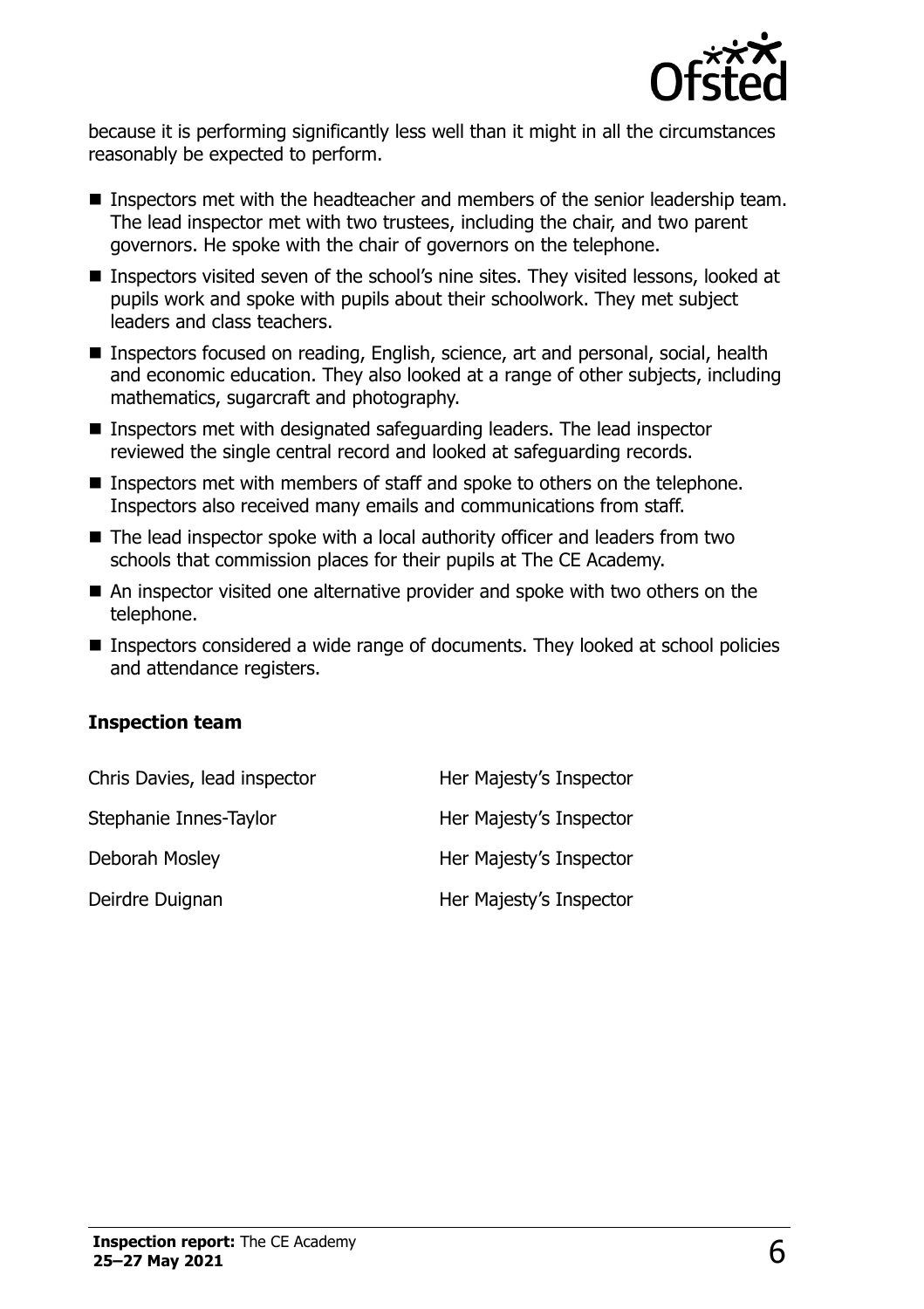because it is performing significantly less well than it might in all the circumstances reasonably be expected to perform.

- Inspectors met with the headteacher and members of the senior leadership team. The lead inspector met with two trustees, including the chair, and two parent governors. He spoke with the chair of governors on the telephone.
- Inspectors visited seven of the school's nine sites. They visited lessons, looked at pupils work and spoke with pupils about their schoolwork. They met subject leaders and class teachers.
- Inspectors focused on reading, English, science, art and personal, social, health and economic education. They also looked at a range of other subjects, including mathematics, sugarcraft and photography.
- Inspectors met with designated safeguarding leaders. The lead inspector reviewed the single central record and looked at safeguarding records.
- Inspectors met with members of staff and spoke to others on the telephone. Inspectors also received many emails and communications from staff.
- The lead inspector spoke with a local authority officer and leaders from two schools that commission places for their pupils at The CE Academy.
- An inspector visited one alternative provider and spoke with two others on the telephone.
- Inspectors considered a wide range of documents. They looked at school policies and attendance registers.

### Inspection team

| | |
|---|---|
| Chris Davies, lead inspector | Her Majesty's Inspector |
| Stephanie Innes-Taylor | Her Majesty's Inspector |
| Deborah Mosley | Her Majesty's Inspector |
| Deirdre Duignan | Her Majesty's Inspector |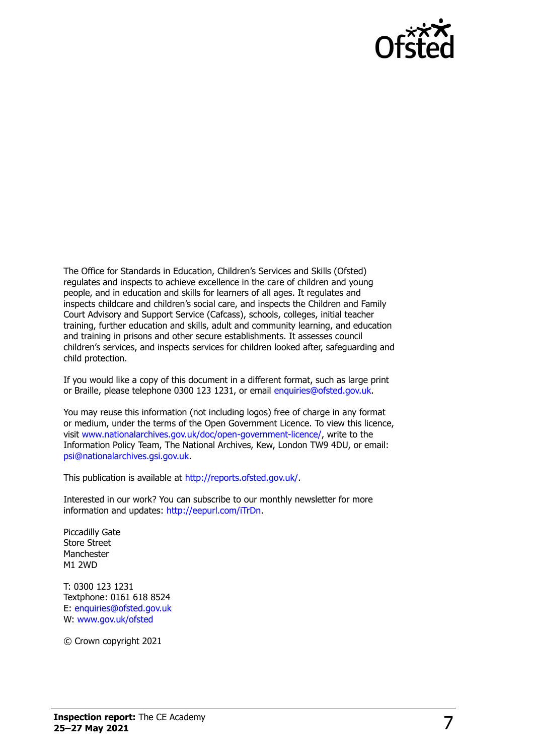The Office for Standards in Education, Children's Services and Skills (Ofsted) regulates and inspects to achieve excellence in the care of children and young people, and in education and skills for learners of all ages. It regulates and inspects childcare and children's social care, and inspects the Children and Family Court Advisory and Support Service (Cafcass), schools, colleges, initial teacher training, further education and skills, adult and community learning, and education and training in prisons and other secure establishments. It assesses council children's services, and inspects services for children looked after, safeguarding and child protection.

If you would like a copy of this document in a different format, such as large print or Braille, please telephone 0300 123 1231, or email enquiries@ofsted.gov.uk.

You may reuse this information (not including logos) free of charge in any format or medium, under the terms of the Open Government Licence. To view this licence, visit www.nationalarchives.gov.uk/doc/open-government-licence/, write to the Information Policy Team, The National Archives, Kew, London TW9 4DU, or email: psi@nationalarchives.gsi.gov.uk.

This publication is available at http://reports.ofsted.gov.uk/.

Interested in our work? You can subscribe to our monthly newsletter for more information and updates: http://eepurl.com/iTrDn.

Piccadilly Gate
Store Street
Manchester
M1 2WD

T: 0300 123 1231
Textphone: 0161 618 8524
E: enquiries@ofsted.gov.uk
W: www.gov.uk/ofsted

© Crown copyright 2021